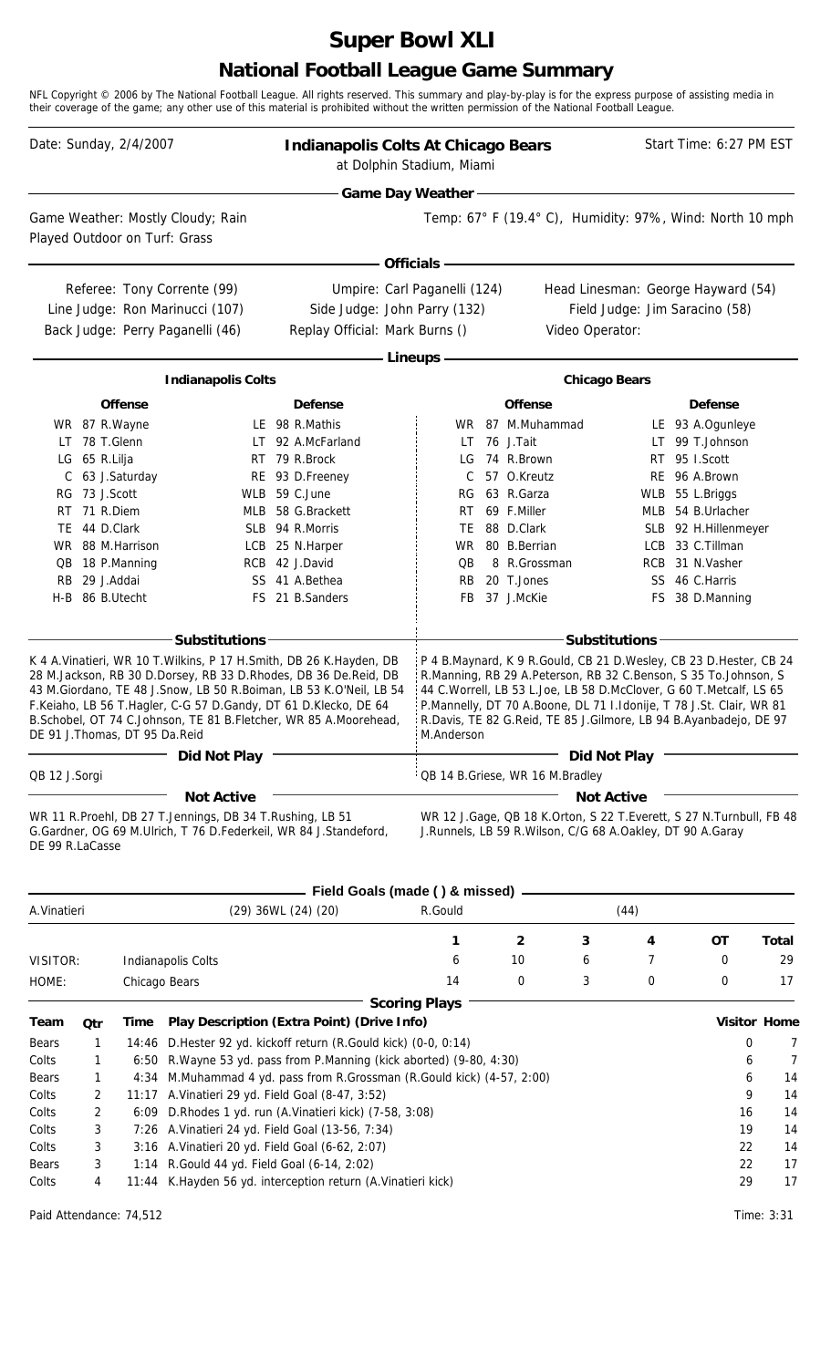# Super Bowl XLI

## National Football League Game Summary

NFL Copyright © 2006 by The National Football League. All rights reserved. This summary and play-by-play is for the express purpose of assisting media in their coverage of the game; any other use of this material is prohibited without the written permission of the National Football League.

Date: Sunday, 2/4/2007 | **Indianapolis Colts At Chicago Bears** at Dolphin Stadium, Miami | Start Time: 6:27 PM EST

### Game Day Weather

Game Weather: Mostly Cloudy; Rain
Played Outdoor on Turf: Grass

Temp: 67° F (19.4° C), Humidity: 97%, Wind: North 10 mph

### Officials

| | | |
|---|---|---|
| Referee: Tony Corrente (99) | Umpire: Carl Paganelli (124) | Head Linesman: George Hayward (54) |
| Line Judge: Ron Marinucci (107) | Side Judge: John Parry (132) | Field Judge: Jim Saracino (58) |
| Back Judge: Perry Paganelli (46) | Replay Official: Mark Burns () | Video Operator: |

### Lineups

#### Indianapolis Colts

| Offense | | Defense | |
|---|---|---|---|
| WR | 87 R.Wayne | LE | 98 R.Mathis |
| LT | 78 T.Glenn | LT | 92 A.McFarland |
| LG | 65 R.Lilja | RT | 79 R.Brock |
| C | 63 J.Saturday | RE | 93 D.Freeney |
| RG | 73 J.Scott | WLB | 59 C.June |
| RT | 71 R.Diem | MLB | 58 G.Brackett |
| TE | 44 D.Clark | SLB | 94 R.Morris |
| WR | 88 M.Harrison | LCB | 25 N.Harper |
| QB | 18 P.Manning | RCB | 42 J.David |
| RB | 29 J.Addai | SS | 41 A.Bethea |
| H-B | 86 B.Utecht | FS | 21 B.Sanders |

**Substitutions**

K 4 A.Vinatieri, WR 10 T.Wilkins, P 17 H.Smith, DB 26 K.Hayden, DB 28 M.Jackson, RB 30 D.Dorsey, RB 33 D.Rhodes, DB 36 De.Reid, DB 43 M.Giordano, TE 48 J.Snow, LB 50 R.Boiman, LB 53 K.O'Neil, LB 54 F.Keiaho, LB 56 T.Hagler, C-G 57 D.Gandy, DT 61 D.Klecko, DE 64 B.Schobel, OT 74 C.Johnson, TE 81 B.Fletcher, WR 85 A.Moorehead, DE 91 J.Thomas, DT 95 Da.Reid

**Did Not Play**

QB 12 J.Sorgi

**Not Active**

WR 11 R.Proehl, DB 27 T.Jennings, DB 34 T.Rushing, LB 51 G.Gardner, OG 69 M.Ulrich, T 76 D.Federkeil, WR 84 J.Standeford, DE 99 R.LaCasse

#### Chicago Bears

| Offense | | Defense | |
|---|---|---|---|
| WR | 87 M.Muhammad | LE | 93 A.Ogunleye |
| LT | 76 J.Tait | LT | 99 T.Johnson |
| LG | 74 R.Brown | RT | 95 I.Scott |
| C | 57 O.Kreutz | RE | 96 A.Brown |
| RG | 63 R.Garza | WLB | 55 L.Briggs |
| RT | 69 F.Miller | MLB | 54 B.Urlacher |
| TE | 88 D.Clark | SLB | 92 H.Hillenmeyer |
| WR | 80 B.Berrian | LCB | 33 C.Tillman |
| QB | 8 R.Grossman | RCB | 31 N.Vasher |
| RB | 20 T.Jones | SS | 46 C.Harris |
| FB | 37 J.McKie | FS | 38 D.Manning |

**Substitutions**

P 4 B.Maynard, K 9 R.Gould, CB 21 D.Wesley, CB 23 D.Hester, CB 24 R.Manning, RB 29 A.Peterson, RB 32 C.Benson, S 35 To.Johnson, S 44 C.Worrell, LB 53 L.Joe, LB 58 D.McClover, G 60 T.Metcalf, LS 65 P.Mannelly, DT 70 A.Boone, DL 71 I.Idonije, T 78 J.St. Clair, WR 81 R.Davis, TE 82 G.Reid, TE 85 J.Gilmore, LB 94 B.Ayanbadejo, DE 97 M.Anderson

**Did Not Play**

QB 14 B.Griese, WR 16 M.Bradley

**Not Active**

WR 12 J.Gage, QB 18 K.Orton, S 22 T.Everett, S 27 N.Turnbull, FB 48 J.Runnels, LB 59 R.Wilson, C/G 68 A.Oakley, DT 90 A.Garay

### Field Goals (made ( ) & missed)

| | | | |
|---|---|---|---|
| A.Vinatieri | (29) 36WL (24) (20) | R.Gould | (44) |

| | | 1 | 2 | 3 | 4 | OT | Total |
|---|---|---|---|---|---|---|---|
| VISITOR: | Indianapolis Colts | 6 | 10 | 6 | 7 | 0 | 29 |
| HOME: | Chicago Bears | 14 | 0 | 3 | 0 | 0 | 17 |

### Scoring Plays

| Team | Qtr | Time | Play Description (Extra Point) (Drive Info) | Visitor | Home |
|---|---|---|---|---|---|
| Bears | 1 | 14:46 | D.Hester 92 yd. kickoff return (R.Gould kick) (0-0, 0:14) | 0 | 7 |
| Colts | 1 | 6:50 | R.Wayne 53 yd. pass from P.Manning (kick aborted) (9-80, 4:30) | 6 | 7 |
| Bears | 1 | 4:34 | M.Muhammad 4 yd. pass from R.Grossman (R.Gould kick) (4-57, 2:00) | 6 | 14 |
| Colts | 2 | 11:17 | A.Vinatieri 29 yd. Field Goal (8-47, 3:52) | 9 | 14 |
| Colts | 2 | 6:09 | D.Rhodes 1 yd. run (A.Vinatieri kick) (7-58, 3:08) | 16 | 14 |
| Colts | 3 | 7:26 | A.Vinatieri 24 yd. Field Goal (13-56, 7:34) | 19 | 14 |
| Colts | 3 | 3:16 | A.Vinatieri 20 yd. Field Goal (6-62, 2:07) | 22 | 14 |
| Bears | 3 | 1:14 | R.Gould 44 yd. Field Goal (6-14, 2:02) | 22 | 17 |
| Colts | 4 | 11:44 | K.Hayden 56 yd. interception return (A.Vinatieri kick) | 29 | 17 |

Paid Attendance: 74,512

Time: 3:31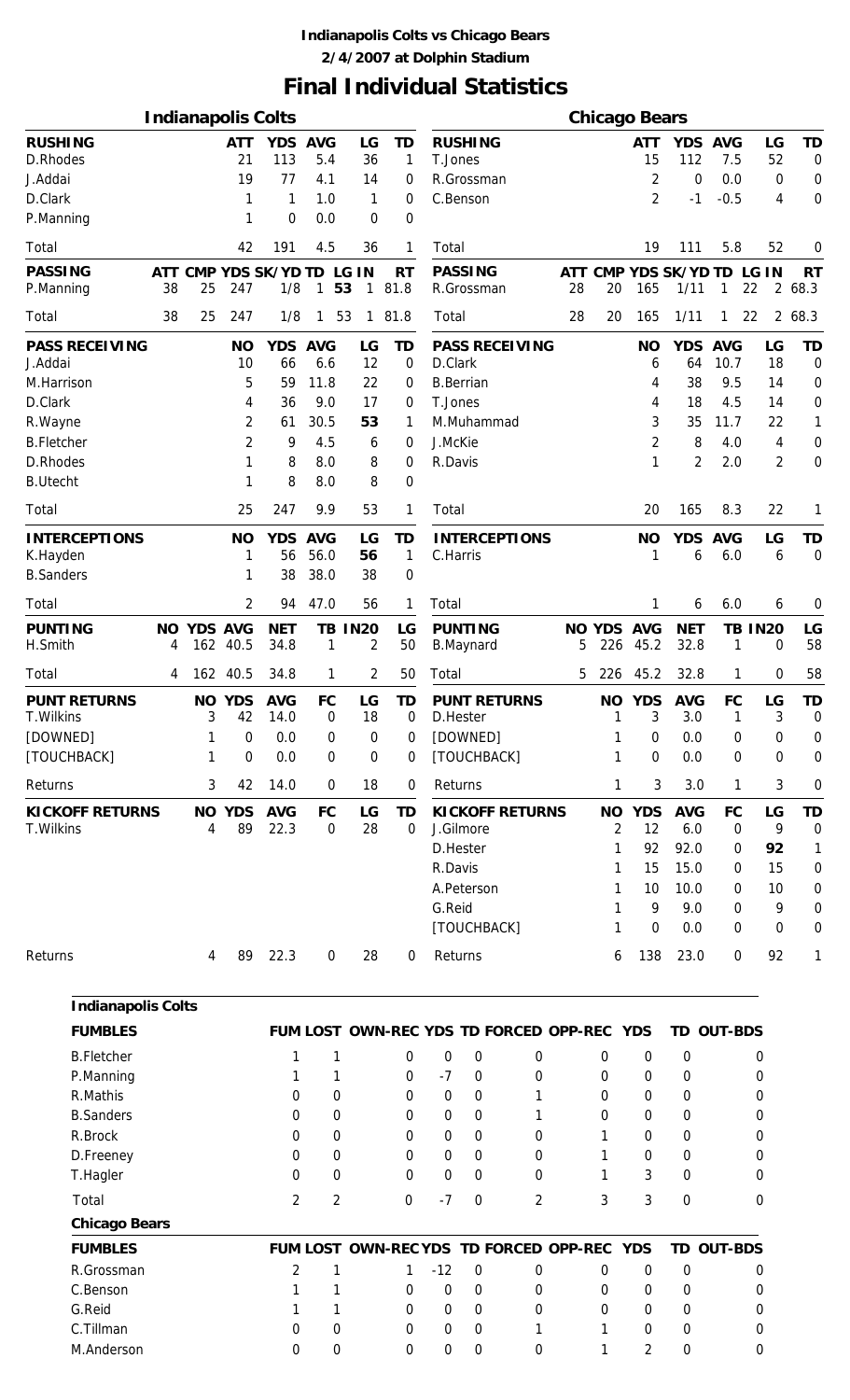**Indianapolis Colts vs Chicago Bears**
**2/4/2007 at Dolphin Stadium**

# Final Individual Statistics

## Indianapolis Colts

| RUSHING | ATT | YDS | AVG | LG | TD |
|---|---|---|---|---|---|
| D.Rhodes | 21 | 113 | 5.4 | 36 | 1 |
| J.Addai | 19 | 77 | 4.1 | 14 | 0 |
| D.Clark | 1 | 1 | 1.0 | 1 | 0 |
| P.Manning | 1 | 0 | 0.0 | 0 | 0 |
| Total | 42 | 191 | 4.5 | 36 | 1 |

| PASSING | ATT | CMP | YDS | SK/YD | TD | LG | IN | RT |
|---|---|---|---|---|---|---|---|---|
| P.Manning | 38 | 25 | 247 | 1/8 | 1 | 53 | 1 | 81.8 |
| Total | 38 | 25 | 247 | 1/8 | 1 | 53 | 1 | 81.8 |

| PASS RECEIVING | NO | YDS | AVG | LG | TD |
|---|---|---|---|---|---|
| J.Addai | 10 | 66 | 6.6 | 12 | 0 |
| M.Harrison | 5 | 59 | 11.8 | 22 | 0 |
| D.Clark | 4 | 36 | 9.0 | 17 | 0 |
| R.Wayne | 2 | 61 | 30.5 | 53 | 1 |
| B.Fletcher | 2 | 9 | 4.5 | 6 | 0 |
| D.Rhodes | 1 | 8 | 8.0 | 8 | 0 |
| B.Utecht | 1 | 8 | 8.0 | 8 | 0 |
| Total | 25 | 247 | 9.9 | 53 | 1 |

| INTERCEPTIONS | NO | YDS | AVG | LG | TD |
|---|---|---|---|---|---|
| K.Hayden | 1 | 56 | 56.0 | 56 | 1 |
| B.Sanders | 1 | 38 | 38.0 | 38 | 0 |
| Total | 2 | 94 | 47.0 | 56 | 1 |

| PUNTING | NO | YDS | AVG | NET | TB | IN20 | LG |
|---|---|---|---|---|---|---|---|
| H.Smith | 4 | 162 | 40.5 | 34.8 | 1 | 2 | 50 |
| Total | 4 | 162 | 40.5 | 34.8 | 1 | 2 | 50 |

| PUNT RETURNS | NO | YDS | AVG | FC | LG | TD |
|---|---|---|---|---|---|---|
| T.Wilkins | 3 | 42 | 14.0 | 0 | 18 | 0 |
| [DOWNED] | 1 | 0 | 0.0 | 0 | 0 | 0 |
| [TOUCHBACK] | 1 | 0 | 0.0 | 0 | 0 | 0 |
| Returns | 3 | 42 | 14.0 | 0 | 18 | 0 |

| KICKOFF RETURNS | NO | YDS | AVG | FC | LG | TD |
|---|---|---|---|---|---|---|
| T.Wilkins | 4 | 89 | 22.3 | 0 | 28 | 0 |
| Returns | 4 | 89 | 22.3 | 0 | 28 | 0 |

## Chicago Bears

| RUSHING | ATT | YDS | AVG | LG | TD |
|---|---|---|---|---|---|
| T.Jones | 15 | 112 | 7.5 | 52 | 0 |
| R.Grossman | 2 | 0 | 0.0 | 0 | 0 |
| C.Benson | 2 | -1 | -0.5 | 4 | 0 |
| Total | 19 | 111 | 5.8 | 52 | 0 |

| PASSING | ATT | CMP | YDS | SK/YD | TD | LG | IN | RT |
|---|---|---|---|---|---|---|---|---|
| R.Grossman | 28 | 20 | 165 | 1/11 | 1 | 22 | 2 | 68.3 |
| Total | 28 | 20 | 165 | 1/11 | 1 | 22 | 2 | 68.3 |

| PASS RECEIVING | NO | YDS | AVG | LG | TD |
|---|---|---|---|---|---|
| D.Clark | 6 | 64 | 10.7 | 18 | 0 |
| B.Berrian | 4 | 38 | 9.5 | 14 | 0 |
| T.Jones | 4 | 18 | 4.5 | 14 | 0 |
| M.Muhammad | 3 | 35 | 11.7 | 22 | 1 |
| J.McKie | 2 | 8 | 4.0 | 4 | 0 |
| R.Davis | 1 | 2 | 2.0 | 2 | 0 |
| Total | 20 | 165 | 8.3 | 22 | 1 |

| INTERCEPTIONS | NO | YDS | AVG | LG | TD |
|---|---|---|---|---|---|
| C.Harris | 1 | 6 | 6.0 | 6 | 0 |
| Total | 1 | 6 | 6.0 | 6 | 0 |

| PUNTING | NO | YDS | AVG | NET | TB | IN20 | LG |
|---|---|---|---|---|---|---|---|
| B.Maynard | 5 | 226 | 45.2 | 32.8 | 1 | 0 | 58 |
| Total | 5 | 226 | 45.2 | 32.8 | 1 | 0 | 58 |

| PUNT RETURNS | NO | YDS | AVG | FC | LG | TD |
|---|---|---|---|---|---|---|
| D.Hester | 1 | 3 | 3.0 | 1 | 3 | 0 |
| [DOWNED] | 1 | 0 | 0.0 | 0 | 0 | 0 |
| [TOUCHBACK] | 1 | 0 | 0.0 | 0 | 0 | 0 |
| Returns | 1 | 3 | 3.0 | 1 | 3 | 0 |

| KICKOFF RETURNS | NO | YDS | AVG | FC | LG | TD |
|---|---|---|---|---|---|---|
| J.Gilmore | 2 | 12 | 6.0 | 0 | 9 | 0 |
| D.Hester | 1 | 92 | 92.0 | 0 | 92 | 1 |
| R.Davis | 1 | 15 | 15.0 | 0 | 15 | 0 |
| A.Peterson | 1 | 10 | 10.0 | 0 | 10 | 0 |
| G.Reid | 1 | 9 | 9.0 | 0 | 9 | 0 |
| [TOUCHBACK] | 1 | 0 | 0.0 | 0 | 0 | 0 |
| Returns | 6 | 138 | 23.0 | 0 | 92 | 1 |

## Indianapolis Colts

| FUMBLES | FUM | LOST | OWN-REC | YDS | TD | FORCED | OPP-REC | YDS | TD | OUT-BDS |
|---|---|---|---|---|---|---|---|---|---|---|
| B.Fletcher | 1 | 1 | 0 | 0 | 0 | 0 | 0 | 0 | 0 | 0 |
| P.Manning | 1 | 1 | 0 | -7 | 0 | 0 | 0 | 0 | 0 | 0 |
| R.Mathis | 0 | 0 | 0 | 0 | 0 | 1 | 0 | 0 | 0 | 0 |
| B.Sanders | 0 | 0 | 0 | 0 | 0 | 1 | 0 | 0 | 0 | 0 |
| R.Brock | 0 | 0 | 0 | 0 | 0 | 0 | 1 | 0 | 0 | 0 |
| D.Freeney | 0 | 0 | 0 | 0 | 0 | 0 | 1 | 0 | 0 | 0 |
| T.Hagler | 0 | 0 | 0 | 0 | 0 | 0 | 1 | 3 | 0 | 0 |
| Total | 2 | 2 | 0 | -7 | 0 | 2 | 3 | 3 | 0 | 0 |

## Chicago Bears

| FUMBLES | FUM | LOST | OWN-REC | YDS | TD | FORCED | OPP-REC | YDS | TD | OUT-BDS |
|---|---|---|---|---|---|---|---|---|---|---|
| R.Grossman | 2 | 1 | 1 | -12 | 0 | 0 | 0 | 0 | 0 | 0 |
| C.Benson | 1 | 1 | 0 | 0 | 0 | 0 | 0 | 0 | 0 | 0 |
| G.Reid | 1 | 1 | 0 | 0 | 0 | 0 | 0 | 0 | 0 | 0 |
| C.Tillman | 0 | 0 | 0 | 0 | 0 | 1 | 1 | 0 | 0 | 0 |
| M.Anderson | 0 | 0 | 0 | 0 | 0 | 0 | 1 | 2 | 0 | 0 |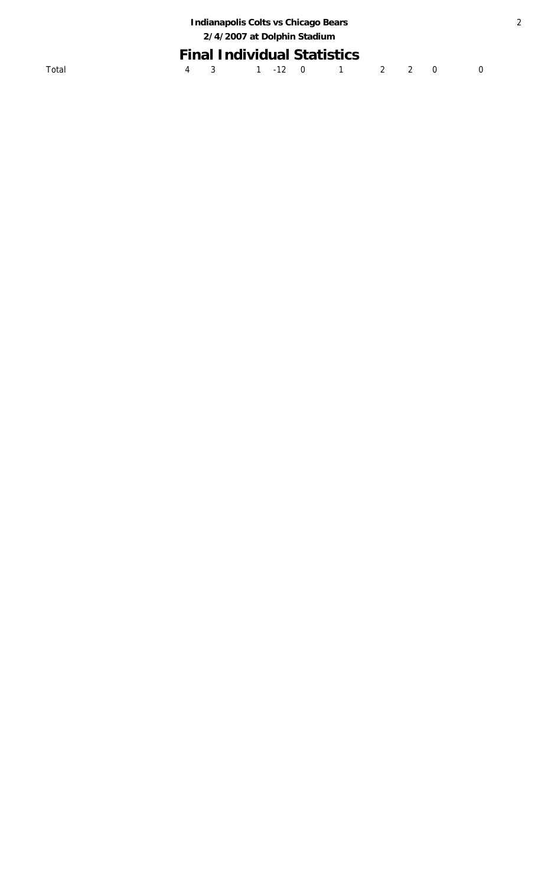## Final Individual Statistics

| Total | 4 | 3 | 1 | -12 | 0 | 1 | 2 | 2 | 0 | 0 |
|---|---|---|---|---|---|---|---|---|---|---|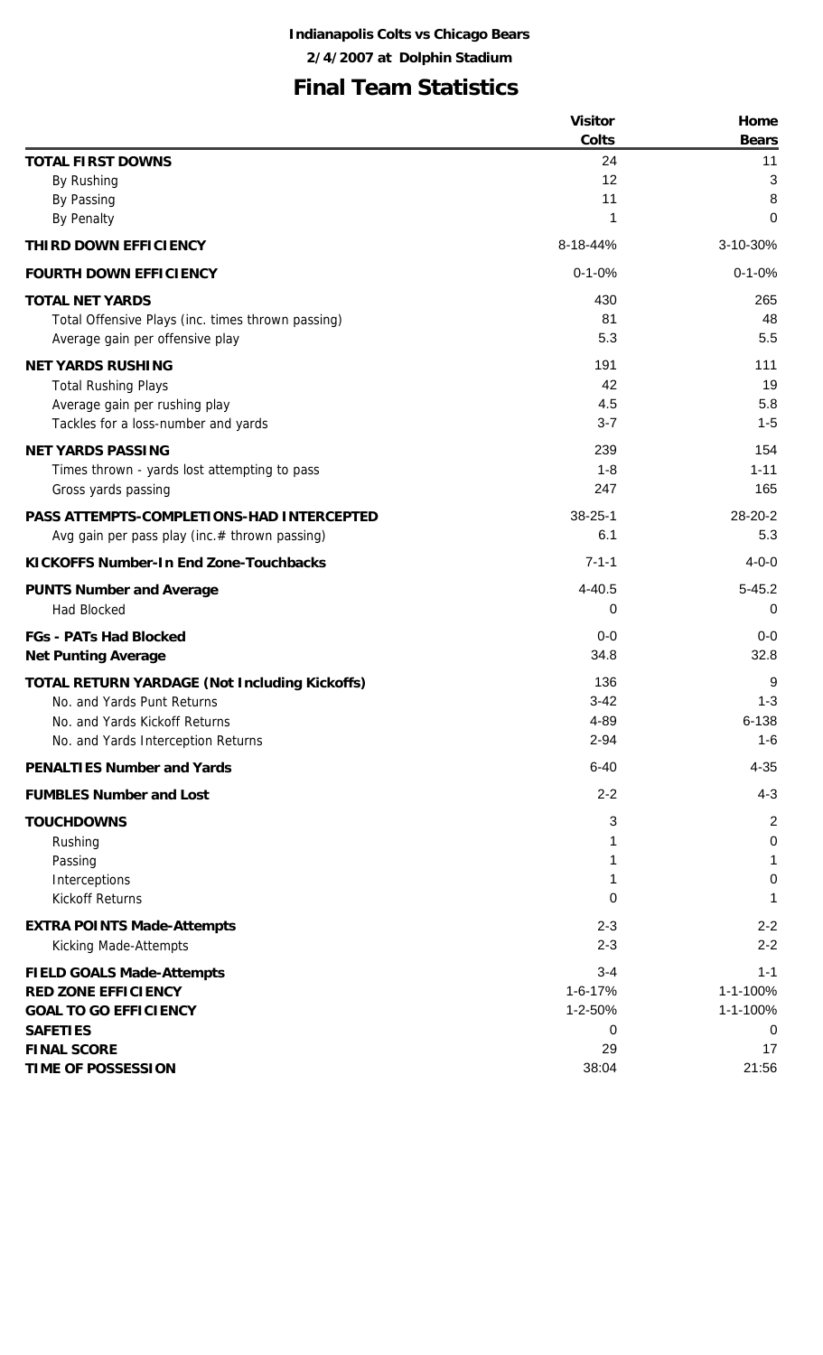**Indianapolis Colts vs Chicago Bears**

**2/4/2007 at Dolphin Stadium**

# Final Team Statistics

| | Visitor Colts | Home Bears |
|---|---|---|
| **TOTAL FIRST DOWNS** | 24 | 11 |
| By Rushing | 12 | 3 |
| By Passing | 11 | 8 |
| By Penalty | 1 | 0 |
| **THIRD DOWN EFFICIENCY** | 8-18-44% | 3-10-30% |
| **FOURTH DOWN EFFICIENCY** | 0-1-0% | 0-1-0% |
| **TOTAL NET YARDS** | 430 | 265 |
| Total Offensive Plays (inc. times thrown passing) | 81 | 48 |
| Average gain per offensive play | 5.3 | 5.5 |
| **NET YARDS RUSHING** | 191 | 111 |
| Total Rushing Plays | 42 | 19 |
| Average gain per rushing play | 4.5 | 5.8 |
| Tackles for a loss-number and yards | 3-7 | 1-5 |
| **NET YARDS PASSING** | 239 | 154 |
| Times thrown - yards lost attempting to pass | 1-8 | 1-11 |
| Gross yards passing | 247 | 165 |
| **PASS ATTEMPTS-COMPLETIONS-HAD INTERCEPTED** | 38-25-1 | 28-20-2 |
| Avg gain per pass play (inc.# thrown passing) | 6.1 | 5.3 |
| **KICKOFFS Number-In End Zone-Touchbacks** | 7-1-1 | 4-0-0 |
| **PUNTS Number and Average** | 4-40.5 | 5-45.2 |
| Had Blocked | 0 | 0 |
| **FGs - PATs Had Blocked** | 0-0 | 0-0 |
| **Net Punting Average** | 34.8 | 32.8 |
| **TOTAL RETURN YARDAGE (Not Including Kickoffs)** | 136 | 9 |
| No. and Yards Punt Returns | 3-42 | 1-3 |
| No. and Yards Kickoff Returns | 4-89 | 6-138 |
| No. and Yards Interception Returns | 2-94 | 1-6 |
| **PENALTIES Number and Yards** | 6-40 | 4-35 |
| **FUMBLES Number and Lost** | 2-2 | 4-3 |
| **TOUCHDOWNS** | 3 | 2 |
| Rushing | 1 | 0 |
| Passing | 1 | 1 |
| Interceptions | 1 | 0 |
| Kickoff Returns | 0 | 1 |
| **EXTRA POINTS Made-Attempts** | 2-3 | 2-2 |
| Kicking Made-Attempts | 2-3 | 2-2 |
| **FIELD GOALS Made-Attempts** | 3-4 | 1-1 |
| **RED ZONE EFFICIENCY** | 1-6-17% | 1-1-100% |
| **GOAL TO GO EFFICIENCY** | 1-2-50% | 1-1-100% |
| **SAFETIES** | 0 | 0 |
| **FINAL SCORE** | 29 | 17 |
| **TIME OF POSSESSION** | 38:04 | 21:56 |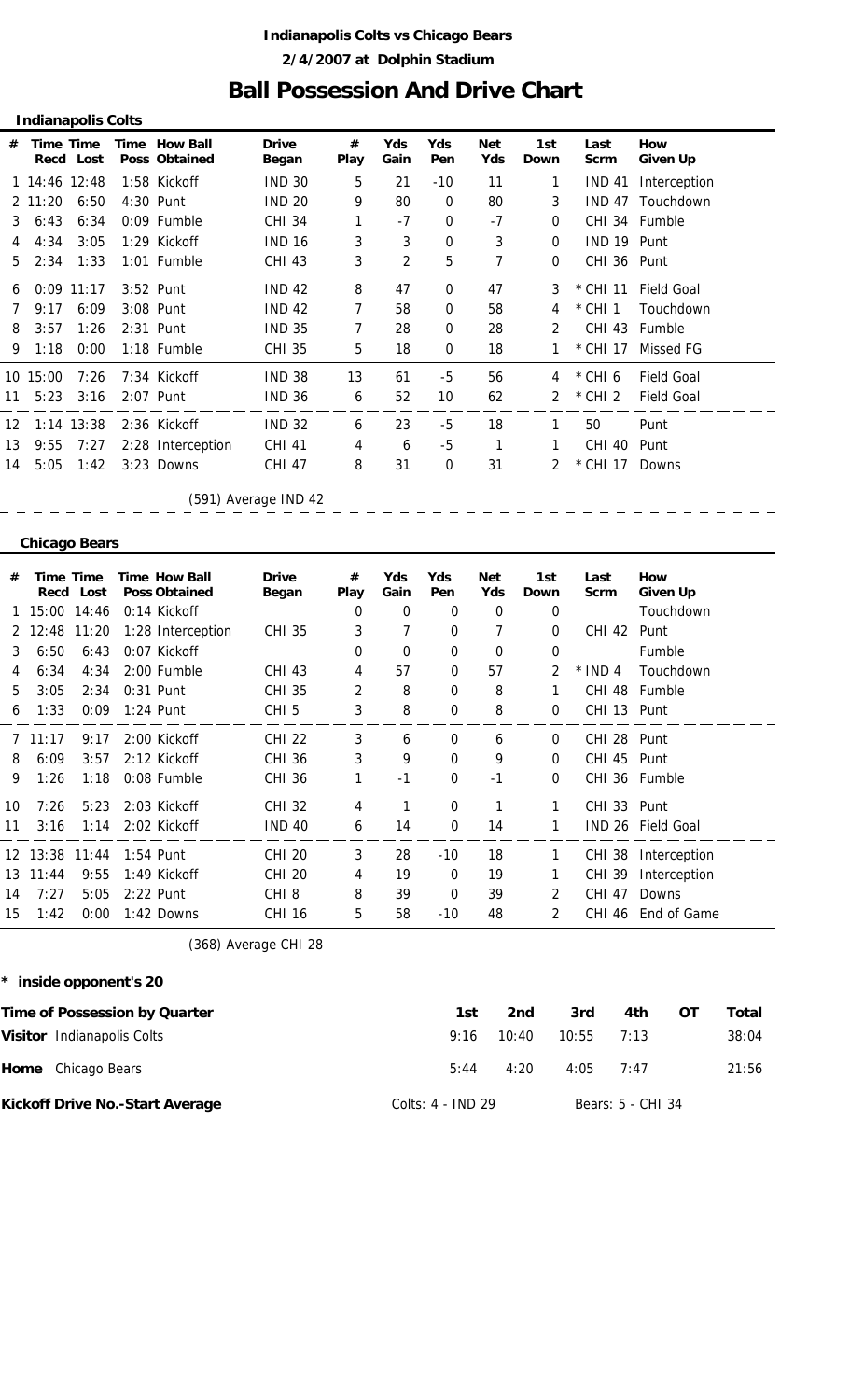**Indianapolis Colts vs Chicago Bears**

**2/4/2007 at Dolphin Stadium**

# Ball Possession And Drive Chart

## Indianapolis Colts

| # | Time Recd | Time Lost | Time Poss | How Ball Obtained | Drive Began | # Play | Yds Gain | Yds Pen | Net Yds | 1st Down | Last Scrm | How Given Up |
|---|---|---|---|---|---|---|---|---|---|---|---|---|
| 1 | 14:46 | 12:48 | 1:58 | Kickoff | IND 30 | 5 | 21 | -10 | 11 | 1 | IND 41 | Interception |
| 2 | 11:20 | 6:50 | 4:30 | Punt | IND 20 | 9 | 80 | 0 | 80 | 3 | IND 47 | Touchdown |
| 3 | 6:43 | 6:34 | 0:09 | Fumble | CHI 34 | 1 | -7 | 0 | -7 | 0 | CHI 34 | Fumble |
| 4 | 4:34 | 3:05 | 1:29 | Kickoff | IND 16 | 3 | 3 | 0 | 3 | 0 | IND 19 | Punt |
| 5 | 2:34 | 1:33 | 1:01 | Fumble | CHI 43 | 3 | 2 | 5 | 7 | 0 | CHI 36 | Punt |
| 6 | 0:09 | 11:17 | 3:52 | Punt | IND 42 | 8 | 47 | 0 | 47 | 3 | * CHI 11 | Field Goal |
| 7 | 9:17 | 6:09 | 3:08 | Punt | IND 42 | 7 | 58 | 0 | 58 | 4 | * CHI 1 | Touchdown |
| 8 | 3:57 | 1:26 | 2:31 | Punt | IND 35 | 7 | 28 | 0 | 28 | 2 | CHI 43 | Fumble |
| 9 | 1:18 | 0:00 | 1:18 | Fumble | CHI 35 | 5 | 18 | 0 | 18 | 1 | * CHI 17 | Missed FG |
| 10 | 15:00 | 7:26 | 7:34 | Kickoff | IND 38 | 13 | 61 | -5 | 56 | 4 | * CHI 6 | Field Goal |
| 11 | 5:23 | 3:16 | 2:07 | Punt | IND 36 | 6 | 52 | 10 | 62 | 2 | * CHI 2 | Field Goal |
| 12 | 1:14 | 13:38 | 2:36 | Kickoff | IND 32 | 6 | 23 | -5 | 18 | 1 | 50 | Punt |
| 13 | 9:55 | 7:27 | 2:28 | Interception | CHI 41 | 4 | 6 | -5 | 1 | 1 | CHI 40 | Punt |
| 14 | 5:05 | 1:42 | 3:23 | Downs | CHI 47 | 8 | 31 | 0 | 31 | 2 | * CHI 17 | Downs |

(591) Average IND 42

## Chicago Bears

| # | Time Recd | Time Lost | Time Poss | How Ball Obtained | Drive Began | # Play | Yds Gain | Yds Pen | Net Yds | 1st Down | Last Scrm | How Given Up |
|---|---|---|---|---|---|---|---|---|---|---|---|---|
| 1 | 15:00 | 14:46 | 0:14 | Kickoff | | 0 | 0 | 0 | 0 | 0 | | Touchdown |
| 2 | 12:48 | 11:20 | 1:28 | Interception | CHI 35 | 3 | 7 | 0 | 7 | 0 | CHI 42 | Punt |
| 3 | 6:50 | 6:43 | 0:07 | Kickoff | | 0 | 0 | 0 | 0 | 0 | | Fumble |
| 4 | 6:34 | 4:34 | 2:00 | Fumble | CHI 43 | 4 | 57 | 0 | 57 | 2 | * IND 4 | Touchdown |
| 5 | 3:05 | 2:34 | 0:31 | Punt | CHI 35 | 2 | 8 | 0 | 8 | 1 | CHI 48 | Fumble |
| 6 | 1:33 | 0:09 | 1:24 | Punt | CHI 5 | 3 | 8 | 0 | 8 | 0 | CHI 13 | Punt |
| 7 | 11:17 | 9:17 | 2:00 | Kickoff | CHI 22 | 3 | 6 | 0 | 6 | 0 | CHI 28 | Punt |
| 8 | 6:09 | 3:57 | 2:12 | Kickoff | CHI 36 | 3 | 9 | 0 | 9 | 0 | CHI 45 | Punt |
| 9 | 1:26 | 1:18 | 0:08 | Fumble | CHI 36 | 1 | -1 | 0 | -1 | 0 | CHI 36 | Fumble |
| 10 | 7:26 | 5:23 | 2:03 | Kickoff | CHI 32 | 4 | 1 | 0 | 1 | 1 | CHI 33 | Punt |
| 11 | 3:16 | 1:14 | 2:02 | Kickoff | IND 40 | 6 | 14 | 0 | 14 | 1 | IND 26 | Field Goal |
| 12 | 13:38 | 11:44 | 1:54 | Punt | CHI 20 | 3 | 28 | -10 | 18 | 1 | CHI 38 | Interception |
| 13 | 11:44 | 9:55 | 1:49 | Kickoff | CHI 20 | 4 | 19 | 0 | 19 | 1 | CHI 39 | Interception |
| 14 | 7:27 | 5:05 | 2:22 | Punt | CHI 8 | 8 | 39 | 0 | 39 | 2 | CHI 47 | Downs |
| 15 | 1:42 | 0:00 | 1:42 | Downs | CHI 16 | 5 | 58 | -10 | 48 | 2 | CHI 46 | End of Game |

(368) Average CHI 28

\* inside opponent's 20

| Time of Possession by Quarter | 1st | 2nd | 3rd | 4th | OT | Total |
|---|---|---|---|---|---|---|
| **Visitor** Indianapolis Colts | 9:16 | 10:40 | 10:55 | 7:13 | | 38:04 |
| **Home** Chicago Bears | 5:44 | 4:20 | 4:05 | 7:47 | | 21:56 |

**Kickoff Drive No.-Start Average** Colts: 4 - IND 29 Bears: 5 - CHI 34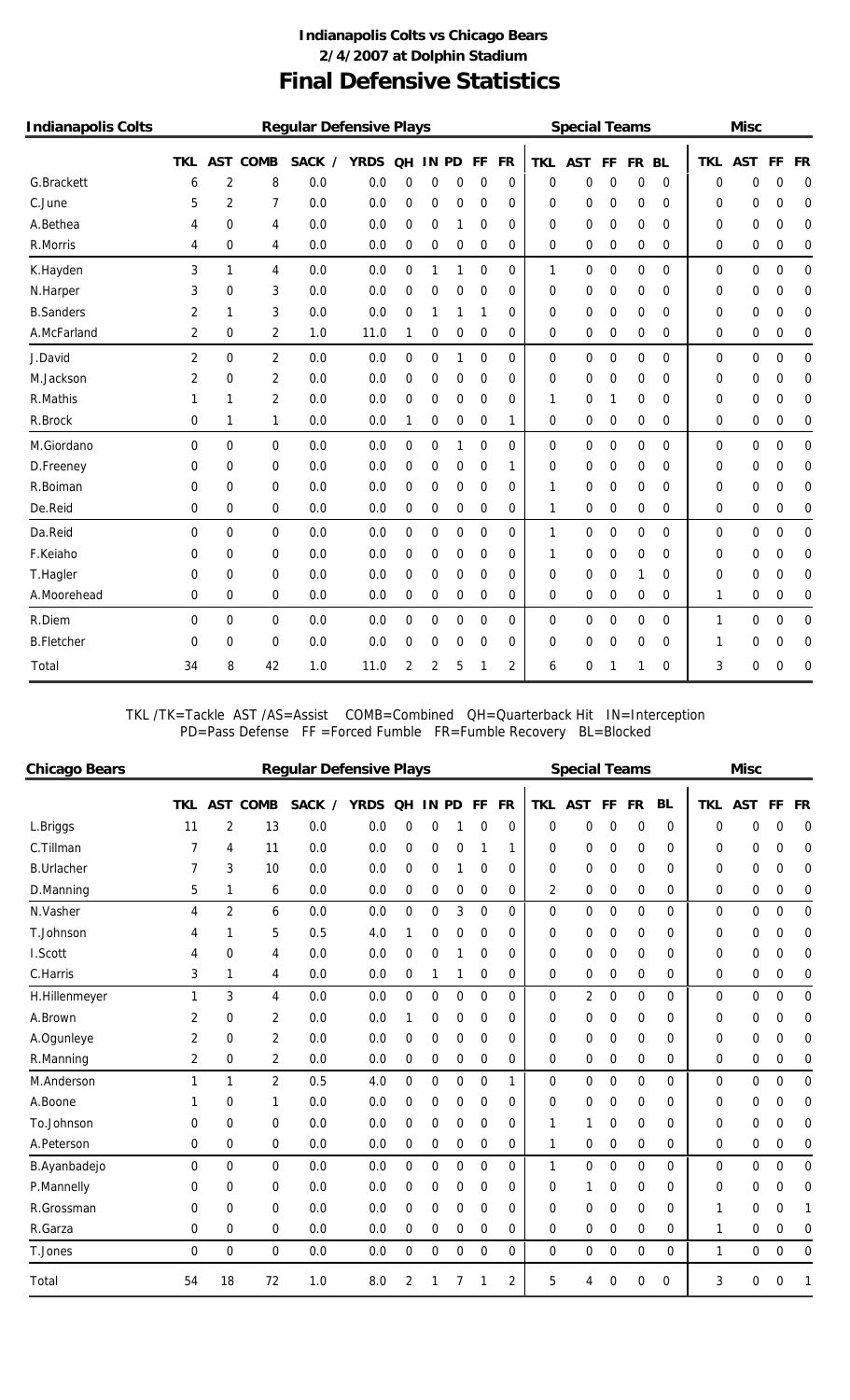# Indianapolis Colts vs Chicago Bears

## 2/4/2007 at Dolphin Stadium

# Final Defensive Statistics

| Indianapolis Colts | Regular Defensive Plays | | | | | | | | | | Special Teams | | | | | Misc | | | |
|---|---|---|---|---|---|---|---|---|---|---|---|---|---|---|---|---|---|---|---|
| | TKL | AST | COMB | SACK / | YRDS | QH | IN | PD | FF | FR | TKL | AST | FF | FR | BL | TKL | AST | FF | FR |
| G.Brackett | 6 | 2 | 8 | 0.0 | 0.0 | 0 | 0 | 0 | 0 | 0 | 0 | 0 | 0 | 0 | 0 | 0 | 0 | 0 | 0 |
| C.June | 5 | 2 | 7 | 0.0 | 0.0 | 0 | 0 | 0 | 0 | 0 | 0 | 0 | 0 | 0 | 0 | 0 | 0 | 0 | 0 |
| A.Bethea | 4 | 0 | 4 | 0.0 | 0.0 | 0 | 0 | 1 | 0 | 0 | 0 | 0 | 0 | 0 | 0 | 0 | 0 | 0 | 0 |
| R.Morris | 4 | 0 | 4 | 0.0 | 0.0 | 0 | 0 | 0 | 0 | 0 | 0 | 0 | 0 | 0 | 0 | 0 | 0 | 0 | 0 |
| K.Hayden | 3 | 1 | 4 | 0.0 | 0.0 | 0 | 1 | 1 | 0 | 0 | 1 | 0 | 0 | 0 | 0 | 0 | 0 | 0 | 0 |
| N.Harper | 3 | 0 | 3 | 0.0 | 0.0 | 0 | 0 | 0 | 0 | 0 | 0 | 0 | 0 | 0 | 0 | 0 | 0 | 0 | 0 |
| B.Sanders | 2 | 1 | 3 | 0.0 | 0.0 | 0 | 1 | 1 | 1 | 0 | 0 | 0 | 0 | 0 | 0 | 0 | 0 | 0 | 0 |
| A.McFarland | 2 | 0 | 2 | 1.0 | 11.0 | 1 | 0 | 0 | 0 | 0 | 0 | 0 | 0 | 0 | 0 | 0 | 0 | 0 | 0 |
| J.David | 2 | 0 | 2 | 0.0 | 0.0 | 0 | 0 | 1 | 0 | 0 | 0 | 0 | 0 | 0 | 0 | 0 | 0 | 0 | 0 |
| M.Jackson | 2 | 0 | 2 | 0.0 | 0.0 | 0 | 0 | 0 | 0 | 0 | 0 | 0 | 0 | 0 | 0 | 0 | 0 | 0 | 0 |
| R.Mathis | 1 | 1 | 2 | 0.0 | 0.0 | 0 | 0 | 0 | 0 | 0 | 1 | 0 | 1 | 0 | 0 | 0 | 0 | 0 | 0 |
| R.Brock | 0 | 1 | 1 | 0.0 | 0.0 | 1 | 0 | 0 | 0 | 1 | 0 | 0 | 0 | 0 | 0 | 0 | 0 | 0 | 0 |
| M.Giordano | 0 | 0 | 0 | 0.0 | 0.0 | 0 | 0 | 1 | 0 | 0 | 0 | 0 | 0 | 0 | 0 | 0 | 0 | 0 | 0 |
| D.Freeney | 0 | 0 | 0 | 0.0 | 0.0 | 0 | 0 | 0 | 0 | 1 | 0 | 0 | 0 | 0 | 0 | 0 | 0 | 0 | 0 |
| R.Boiman | 0 | 0 | 0 | 0.0 | 0.0 | 0 | 0 | 0 | 0 | 0 | 1 | 0 | 0 | 0 | 0 | 0 | 0 | 0 | 0 |
| De.Reid | 0 | 0 | 0 | 0.0 | 0.0 | 0 | 0 | 0 | 0 | 0 | 1 | 0 | 0 | 0 | 0 | 0 | 0 | 0 | 0 |
| Da.Reid | 0 | 0 | 0 | 0.0 | 0.0 | 0 | 0 | 0 | 0 | 0 | 1 | 0 | 0 | 0 | 0 | 0 | 0 | 0 | 0 |
| F.Keiaho | 0 | 0 | 0 | 0.0 | 0.0 | 0 | 0 | 0 | 0 | 0 | 1 | 0 | 0 | 0 | 0 | 0 | 0 | 0 | 0 |
| T.Hagler | 0 | 0 | 0 | 0.0 | 0.0 | 0 | 0 | 0 | 0 | 0 | 0 | 0 | 0 | 1 | 0 | 0 | 0 | 0 | 0 |
| A.Moorehead | 0 | 0 | 0 | 0.0 | 0.0 | 0 | 0 | 0 | 0 | 0 | 0 | 0 | 0 | 0 | 0 | 1 | 0 | 0 | 0 |
| R.Diem | 0 | 0 | 0 | 0.0 | 0.0 | 0 | 0 | 0 | 0 | 0 | 0 | 0 | 0 | 0 | 0 | 1 | 0 | 0 | 0 |
| B.Fletcher | 0 | 0 | 0 | 0.0 | 0.0 | 0 | 0 | 0 | 0 | 0 | 0 | 0 | 0 | 0 | 0 | 1 | 0 | 0 | 0 |
| Total | 34 | 8 | 42 | 1.0 | 11.0 | 2 | 2 | 5 | 1 | 2 | 6 | 0 | 1 | 1 | 0 | 3 | 0 | 0 | 0 |

TKL /TK=Tackle AST /AS=Assist COMB=Combined QH=Quarterback Hit IN=Interception
PD=Pass Defense FF =Forced Fumble FR=Fumble Recovery BL=Blocked

| Chicago Bears | Regular Defensive Plays | | | | | | | | | | Special Teams | | | | | Misc | | | |
|---|---|---|---|---|---|---|---|---|---|---|---|---|---|---|---|---|---|---|---|
| | TKL | AST | COMB | SACK / | YRDS | QH | IN | PD | FF | FR | TKL | AST | FF | FR | BL | TKL | AST | FF | FR |
| L.Briggs | 11 | 2 | 13 | 0.0 | 0.0 | 0 | 0 | 1 | 0 | 0 | 0 | 0 | 0 | 0 | 0 | 0 | 0 | 0 | 0 |
| C.Tillman | 7 | 4 | 11 | 0.0 | 0.0 | 0 | 0 | 0 | 1 | 1 | 0 | 0 | 0 | 0 | 0 | 0 | 0 | 0 | 0 |
| B.Urlacher | 7 | 3 | 10 | 0.0 | 0.0 | 0 | 0 | 1 | 0 | 0 | 0 | 0 | 0 | 0 | 0 | 0 | 0 | 0 | 0 |
| D.Manning | 5 | 1 | 6 | 0.0 | 0.0 | 0 | 0 | 0 | 0 | 0 | 2 | 0 | 0 | 0 | 0 | 0 | 0 | 0 | 0 |
| N.Vasher | 4 | 2 | 6 | 0.0 | 0.0 | 0 | 0 | 3 | 0 | 0 | 0 | 0 | 0 | 0 | 0 | 0 | 0 | 0 | 0 |
| T.Johnson | 4 | 1 | 5 | 0.5 | 4.0 | 1 | 0 | 0 | 0 | 0 | 0 | 0 | 0 | 0 | 0 | 0 | 0 | 0 | 0 |
| I.Scott | 4 | 0 | 4 | 0.0 | 0.0 | 0 | 0 | 1 | 0 | 0 | 0 | 0 | 0 | 0 | 0 | 0 | 0 | 0 | 0 |
| C.Harris | 3 | 1 | 4 | 0.0 | 0.0 | 0 | 1 | 1 | 0 | 0 | 0 | 0 | 0 | 0 | 0 | 0 | 0 | 0 | 0 |
| H.Hillenmeyer | 1 | 3 | 4 | 0.0 | 0.0 | 0 | 0 | 0 | 0 | 0 | 0 | 2 | 0 | 0 | 0 | 0 | 0 | 0 | 0 |
| A.Brown | 2 | 0 | 2 | 0.0 | 0.0 | 1 | 0 | 0 | 0 | 0 | 0 | 0 | 0 | 0 | 0 | 0 | 0 | 0 | 0 |
| A.Ogunleye | 2 | 0 | 2 | 0.0 | 0.0 | 0 | 0 | 0 | 0 | 0 | 0 | 0 | 0 | 0 | 0 | 0 | 0 | 0 | 0 |
| R.Manning | 2 | 0 | 2 | 0.0 | 0.0 | 0 | 0 | 0 | 0 | 0 | 0 | 0 | 0 | 0 | 0 | 0 | 0 | 0 | 0 |
| M.Anderson | 1 | 1 | 2 | 0.5 | 4.0 | 0 | 0 | 0 | 0 | 1 | 0 | 0 | 0 | 0 | 0 | 0 | 0 | 0 | 0 |
| A.Boone | 1 | 0 | 1 | 0.0 | 0.0 | 0 | 0 | 0 | 0 | 0 | 0 | 0 | 0 | 0 | 0 | 0 | 0 | 0 | 0 |
| To.Johnson | 0 | 0 | 0 | 0.0 | 0.0 | 0 | 0 | 0 | 0 | 0 | 1 | 1 | 0 | 0 | 0 | 0 | 0 | 0 | 0 |
| A.Peterson | 0 | 0 | 0 | 0.0 | 0.0 | 0 | 0 | 0 | 0 | 0 | 1 | 0 | 0 | 0 | 0 | 0 | 0 | 0 | 0 |
| B.Ayanbadejo | 0 | 0 | 0 | 0.0 | 0.0 | 0 | 0 | 0 | 0 | 0 | 1 | 0 | 0 | 0 | 0 | 0 | 0 | 0 | 0 |
| P.Mannelly | 0 | 0 | 0 | 0.0 | 0.0 | 0 | 0 | 0 | 0 | 0 | 0 | 1 | 0 | 0 | 0 | 0 | 0 | 0 | 0 |
| R.Grossman | 0 | 0 | 0 | 0.0 | 0.0 | 0 | 0 | 0 | 0 | 0 | 0 | 0 | 0 | 0 | 0 | 1 | 0 | 0 | 1 |
| R.Garza | 0 | 0 | 0 | 0.0 | 0.0 | 0 | 0 | 0 | 0 | 0 | 0 | 0 | 0 | 0 | 0 | 1 | 0 | 0 | 0 |
| T.Jones | 0 | 0 | 0 | 0.0 | 0.0 | 0 | 0 | 0 | 0 | 0 | 0 | 0 | 0 | 0 | 0 | 1 | 0 | 0 | 0 |
| Total | 54 | 18 | 72 | 1.0 | 8.0 | 2 | 1 | 7 | 1 | 2 | 5 | 4 | 0 | 0 | 0 | 3 | 0 | 0 | 1 |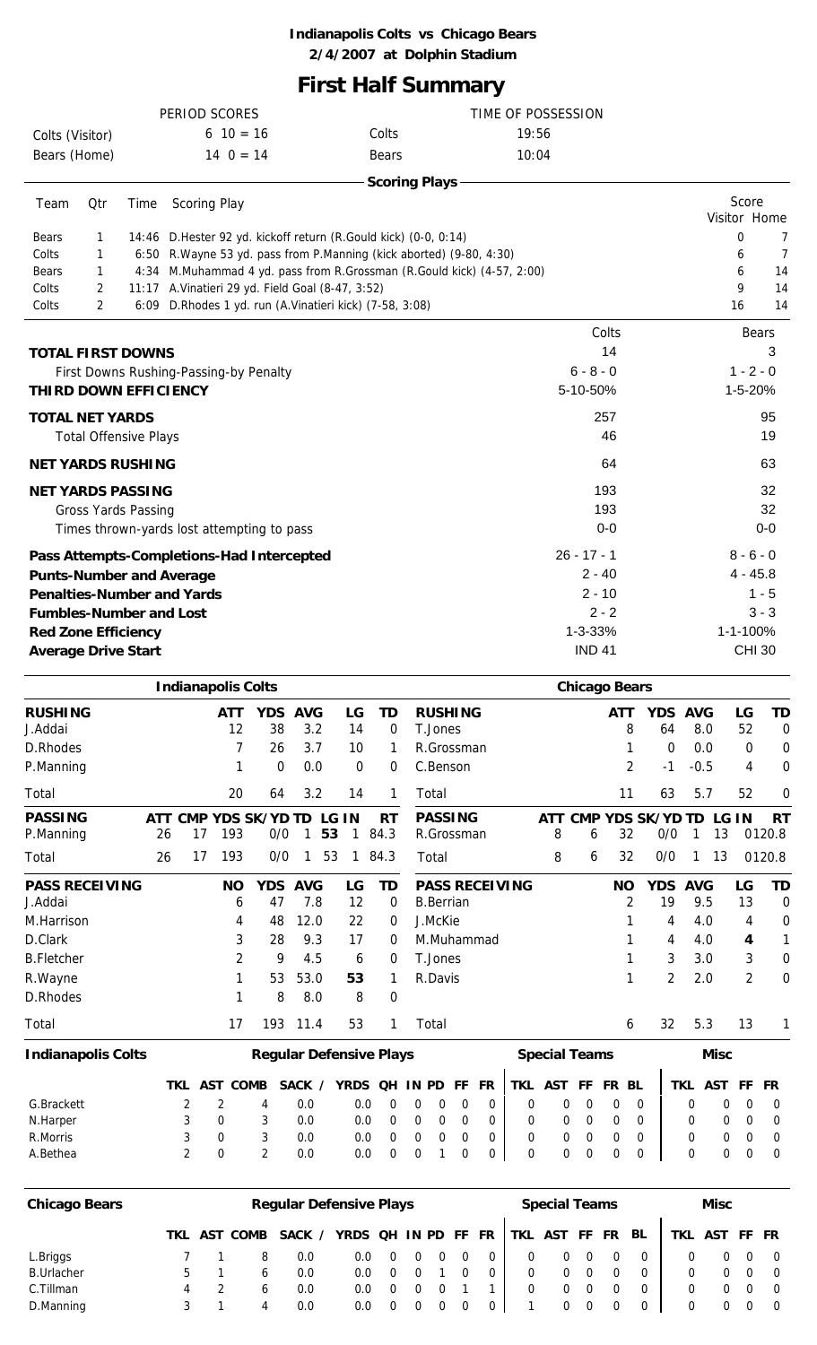**Indianapolis Colts vs Chicago Bears**
**2/4/2007 at Dolphin Stadium**

# First Half Summary

| PERIOD SCORES | | | TIME OF POSSESSION | |
|---|---|---|---|---|
| Colts (Visitor) | 6 10 = 16 | | Colts | 19:56 |
| Bears (Home) | 14 0 = 14 | | Bears | 10:04 |

## Scoring Plays

| Team | Qtr | Time | Scoring Play | Visitor | Home |
|---|---|---|---|---|---|
| Bears | 1 | 14:46 | D.Hester 92 yd. kickoff return (R.Gould kick) (0-0, 0:14) | 0 | 7 |
| Colts | 1 | 6:50 | R.Wayne 53 yd. pass from P.Manning (kick aborted) (9-80, 4:30) | 6 | 7 |
| Bears | 1 | 4:34 | M.Muhammad 4 yd. pass from R.Grossman (R.Gould kick) (4-57, 2:00) | 6 | 14 |
| Colts | 2 | 11:17 | A.Vinatieri 29 yd. Field Goal (8-47, 3:52) | 9 | 14 |
| Colts | 2 | 6:09 | D.Rhodes 1 yd. run (A.Vinatieri kick) (7-58, 3:08) | 16 | 14 |

| | Colts | Bears |
|---|---|---|
| **TOTAL FIRST DOWNS** | 14 | 3 |
| First Downs Rushing-Passing-by Penalty | 6 - 8 - 0 | 1 - 2 - 0 |
| **THIRD DOWN EFFICIENCY** | 5-10-50% | 1-5-20% |
| **TOTAL NET YARDS** | 257 | 95 |
| Total Offensive Plays | 46 | 19 |
| **NET YARDS RUSHING** | 64 | 63 |
| **NET YARDS PASSING** | 193 | 32 |
| Gross Yards Passing | 193 | 32 |
| Times thrown-yards lost attempting to pass | 0-0 | 0-0 |
| **Pass Attempts-Completions-Had Intercepted** | 26 - 17 - 1 | 8 - 6 - 0 |
| **Punts-Number and Average** | 2 - 40 | 4 - 45.8 |
| **Penalties-Number and Yards** | 2 - 10 | 1 - 5 |
| **Fumbles-Number and Lost** | 2 - 2 | 3 - 3 |
| **Red Zone Efficiency** | 1-3-33% | 1-1-100% |
| **Average Drive Start** | IND 41 | CHI 30 |

## Indianapolis Colts

| RUSHING | ATT | YDS | AVG | LG | TD |
|---|---|---|---|---|---|
| J.Addai | 12 | 38 | 3.2 | 14 | 0 |
| D.Rhodes | 7 | 26 | 3.7 | 10 | 1 |
| P.Manning | 1 | 0 | 0.0 | 0 | 0 |
| Total | 20 | 64 | 3.2 | 14 | 1 |

| PASSING | ATT | CMP | YDS | SK/YD | TD | LG | IN | RT |
|---|---|---|---|---|---|---|---|---|
| P.Manning | 26 | 17 | 193 | 0/0 | 1 | 53 | 1 | 84.3 |
| Total | 26 | 17 | 193 | 0/0 | 1 | 53 | 1 | 84.3 |

| PASS RECEIVING | NO | YDS | AVG | LG | TD |
|---|---|---|---|---|---|
| J.Addai | 6 | 47 | 7.8 | 12 | 0 |
| M.Harrison | 4 | 48 | 12.0 | 22 | 0 |
| D.Clark | 3 | 28 | 9.3 | 17 | 0 |
| B.Fletcher | 2 | 9 | 4.5 | 6 | 0 |
| R.Wayne | 1 | 53 | 53.0 | 53 | 1 |
| D.Rhodes | 1 | 8 | 8.0 | 8 | 0 |
| Total | 17 | 193 | 11.4 | 53 | 1 |

## Chicago Bears

| RUSHING | ATT | YDS | AVG | LG | TD |
|---|---|---|---|---|---|
| T.Jones | 8 | 64 | 8.0 | 52 | 0 |
| R.Grossman | 1 | 0 | 0.0 | 0 | 0 |
| C.Benson | 2 | -1 | -0.5 | 4 | 0 |
| Total | 11 | 63 | 5.7 | 52 | 0 |

| PASSING | ATT | CMP | YDS | SK/YD | TD | LG | IN | RT |
|---|---|---|---|---|---|---|---|---|
| R.Grossman | 8 | 6 | 32 | 0/0 | 1 | 13 | 0 | 120.8 |
| Total | 8 | 6 | 32 | 0/0 | 1 | 13 | 0 | 120.8 |

| PASS RECEIVING | NO | YDS | AVG | LG | TD |
|---|---|---|---|---|---|
| B.Berrian | 2 | 19 | 9.5 | 13 | 0 |
| J.McKie | 1 | 4 | 4.0 | 4 | 0 |
| M.Muhammad | 1 | 4 | 4.0 | 4 | 1 |
| T.Jones | 1 | 3 | 3.0 | 3 | 0 |
| R.Davis | 1 | 2 | 2.0 | 2 | 0 |
| Total | 6 | 32 | 5.3 | 13 | 1 |

## Indianapolis Colts Defense

| | Regular Defensive Plays | | | | | | | | | | Special Teams | | | | | Misc | | | |
|---|---|---|---|---|---|---|---|---|---|---|---|---|---|---|---|---|---|---|---|
| | TKL | AST | COMB | SACK / YRDS | | QH | IN | PD | FF | FR | TKL | AST | FF | FR | BL | TKL | AST | FF | FR |
| G.Brackett | 2 | 2 | 4 | 0.0 | 0.0 | 0 | 0 | 0 | 0 | 0 | 0 | 0 | 0 | 0 | 0 | 0 | 0 | 0 | 0 |
| N.Harper | 3 | 0 | 3 | 0.0 | 0.0 | 0 | 0 | 0 | 0 | 0 | 0 | 0 | 0 | 0 | 0 | 0 | 0 | 0 | 0 |
| R.Morris | 3 | 0 | 3 | 0.0 | 0.0 | 0 | 0 | 0 | 0 | 0 | 0 | 0 | 0 | 0 | 0 | 0 | 0 | 0 | 0 |
| A.Bethea | 2 | 0 | 2 | 0.0 | 0.0 | 0 | 0 | 1 | 0 | 0 | 0 | 0 | 0 | 0 | 0 | 0 | 0 | 0 | 0 |

## Chicago Bears Defense

| | Regular Defensive Plays | | | | | | | | | | Special Teams | | | | | Misc | | | |
|---|---|---|---|---|---|---|---|---|---|---|---|---|---|---|---|---|---|---|---|
| | TKL | AST | COMB | SACK / YRDS | | QH | IN | PD | FF | FR | TKL | AST | FF | FR | BL | TKL | AST | FF | FR |
| L.Briggs | 7 | 1 | 8 | 0.0 | 0.0 | 0 | 0 | 0 | 0 | 0 | 0 | 0 | 0 | 0 | 0 | 0 | 0 | 0 | 0 |
| B.Urlacher | 5 | 1 | 6 | 0.0 | 0.0 | 0 | 0 | 1 | 0 | 0 | 0 | 0 | 0 | 0 | 0 | 0 | 0 | 0 | 0 |
| C.Tillman | 4 | 2 | 6 | 0.0 | 0.0 | 0 | 0 | 0 | 1 | 1 | 0 | 0 | 0 | 0 | 0 | 0 | 0 | 0 | 0 |
| D.Manning | 3 | 1 | 4 | 0.0 | 0.0 | 0 | 0 | 0 | 0 | 0 | 1 | 0 | 0 | 0 | 0 | 0 | 0 | 0 | 0 |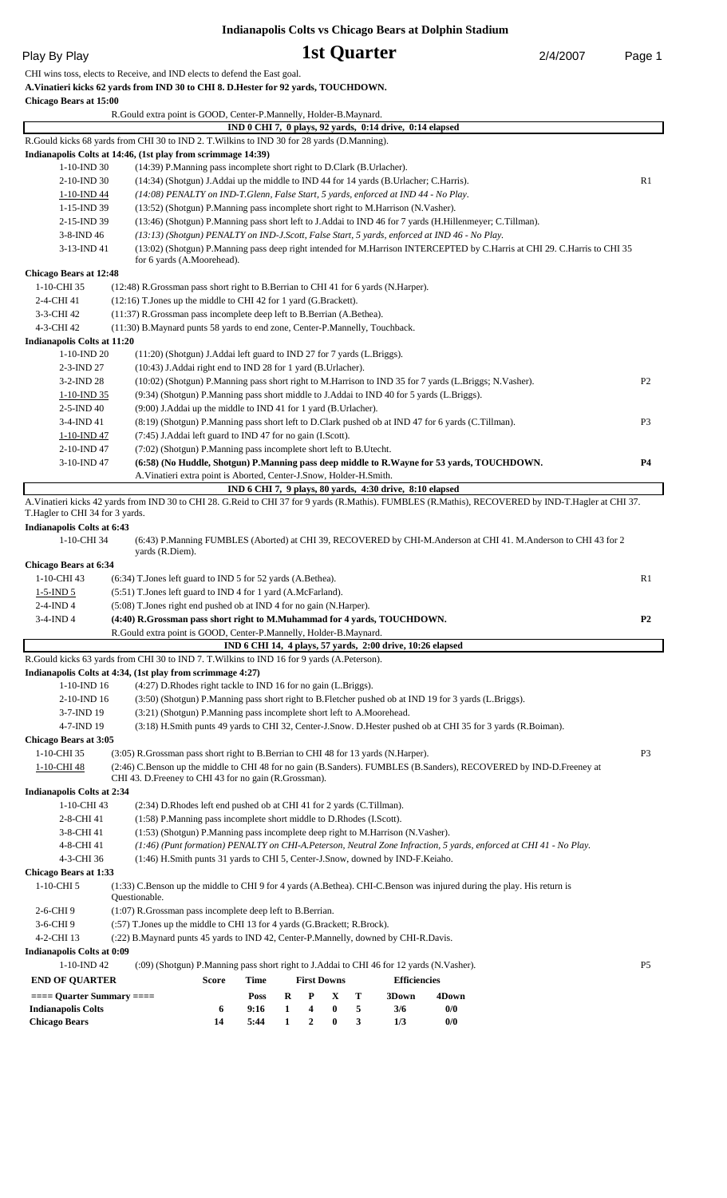# Indianapolis Colts vs Chicago Bears at Dolphin Stadium

**Play By Play** — **1st Quarter** — 2/4/2007

CHI wins toss, elects to Receive, and IND elects to defend the East goal.

**A.Vinatieri kicks 62 yards from IND 30 to CHI 8. D.Hester for 92 yards, TOUCHDOWN.**

**Chicago Bears at 15:00**

R.Gould extra point is GOOD, Center-P.Mannelly, Holder-B.Maynard.

**IND 0 CHI 7, 0 plays, 92 yards, 0:14 drive, 0:14 elapsed**

R.Gould kicks 68 yards from CHI 30 to IND 2. T.Wilkins to IND 30 for 28 yards (D.Manning).

**Indianapolis Colts at 14:46, (1st play from scrimmage 14:39)**

| Down | Play | |
|---|---|---|
| 1-10-IND 30 | (14:39) P.Manning pass incomplete short right to D.Clark (B.Urlacher). | |
| 2-10-IND 30 | (14:34) (Shotgun) J.Addai up the middle to IND 44 for 14 yards (B.Urlacher; C.Harris). | R1 |
| 1-10-IND 44 | *(14:08) PENALTY on IND-T.Glenn, False Start, 5 yards, enforced at IND 44 - No Play.* | |
| 1-15-IND 39 | (13:52) (Shotgun) P.Manning pass incomplete short right to M.Harrison (N.Vasher). | |
| 2-15-IND 39 | (13:46) (Shotgun) P.Manning pass short left to J.Addai to IND 46 for 7 yards (H.Hillenmeyer; C.Tillman). | |
| 3-8-IND 46 | *(13:13) (Shotgun) PENALTY on IND-J.Scott, False Start, 5 yards, enforced at IND 46 - No Play.* | |
| 3-13-IND 41 | (13:02) (Shotgun) P.Manning pass deep right intended for M.Harrison INTERCEPTED by C.Harris at CHI 29. C.Harris to CHI 35 for 6 yards (A.Moorehead). | |

**Chicago Bears at 12:48**

| Down | Play | |
|---|---|---|
| 1-10-CHI 35 | (12:48) R.Grossman pass short right to B.Berrian to CHI 41 for 6 yards (N.Harper). | |
| 2-4-CHI 41 | (12:16) T.Jones up the middle to CHI 42 for 1 yard (G.Brackett). | |
| 3-3-CHI 42 | (11:37) R.Grossman pass incomplete deep left to B.Berrian (A.Bethea). | |
| 4-3-CHI 42 | (11:30) B.Maynard punts 58 yards to end zone, Center-P.Mannelly, Touchback. | |

**Indianapolis Colts at 11:20**

| Down | Play | |
|---|---|---|
| 1-10-IND 20 | (11:20) (Shotgun) J.Addai left guard to IND 27 for 7 yards (L.Briggs). | |
| 2-3-IND 27 | (10:43) J.Addai right end to IND 28 for 1 yard (B.Urlacher). | |
| 3-2-IND 28 | (10:02) (Shotgun) P.Manning pass short right to M.Harrison to IND 35 for 7 yards (L.Briggs; N.Vasher). | P2 |
| 1-10-IND 35 | (9:34) (Shotgun) P.Manning pass short middle to J.Addai to IND 40 for 5 yards (L.Briggs). | |
| 2-5-IND 40 | (9:00) J.Addai up the middle to IND 41 for 1 yard (B.Urlacher). | |
| 3-4-IND 41 | (8:19) (Shotgun) P.Manning pass short left to D.Clark pushed ob at IND 47 for 6 yards (C.Tillman). | P3 |
| 1-10-IND 47 | (7:45) J.Addai left guard to IND 47 for no gain (I.Scott). | |
| 2-10-IND 47 | (7:02) (Shotgun) P.Manning pass incomplete short left to B.Utecht. | |
| 3-10-IND 47 | **(6:58) (No Huddle, Shotgun) P.Manning pass deep middle to R.Wayne for 53 yards, TOUCHDOWN.** | **P4** |
| | A.Vinatieri extra point is Aborted, Center-J.Snow, Holder-H.Smith. | |

**IND 6 CHI 7, 9 plays, 80 yards, 4:30 drive, 8:10 elapsed**

A.Vinatieri kicks 42 yards from IND 30 to CHI 28. G.Reid to CHI 37 for 9 yards (R.Mathis). FUMBLES (R.Mathis), RECOVERED by IND-T.Hagler at CHI 37. T.Hagler to CHI 34 for 3 yards.

**Indianapolis Colts at 6:43**

| Down | Play | |
|---|---|---|
| 1-10-CHI 34 | (6:43) P.Manning FUMBLES (Aborted) at CHI 39, RECOVERED by CHI-M.Anderson at CHI 41. M.Anderson to CHI 43 for 2 yards (R.Diem). | |

**Chicago Bears at 6:34**

| Down | Play | |
|---|---|---|
| 1-10-CHI 43 | (6:34) T.Jones left guard to IND 5 for 52 yards (A.Bethea). | R1 |
| 1-5-IND 5 | (5:51) T.Jones left guard to IND 4 for 1 yard (A.McFarland). | |
| 2-4-IND 4 | (5:08) T.Jones right end pushed ob at IND 4 for no gain (N.Harper). | |
| 3-4-IND 4 | **(4:40) R.Grossman pass short right to M.Muhammad for 4 yards, TOUCHDOWN.** | **P2** |
| | R.Gould extra point is GOOD, Center-P.Mannelly, Holder-B.Maynard. | |

**IND 6 CHI 14, 4 plays, 57 yards, 2:00 drive, 10:26 elapsed**

R.Gould kicks 63 yards from CHI 30 to IND 7. T.Wilkins to IND 16 for 9 yards (A.Peterson).

**Indianapolis Colts at 4:34, (1st play from scrimmage 4:27)**

| Down | Play | |
|---|---|---|
| 1-10-IND 16 | (4:27) D.Rhodes right tackle to IND 16 for no gain (L.Briggs). | |
| 2-10-IND 16 | (3:50) (Shotgun) P.Manning pass short right to B.Fletcher pushed ob at IND 19 for 3 yards (L.Briggs). | |
| 3-7-IND 19 | (3:21) (Shotgun) P.Manning pass incomplete short left to A.Moorehead. | |
| 4-7-IND 19 | (3:18) H.Smith punts 49 yards to CHI 32, Center-J.Snow. D.Hester pushed ob at CHI 35 for 3 yards (R.Boiman). | |

**Chicago Bears at 3:05**

| Down | Play | |
|---|---|---|
| 1-10-CHI 35 | (3:05) R.Grossman pass short right to B.Berrian to CHI 48 for 13 yards (N.Harper). | P3 |
| 1-10-CHI 48 | (2:46) C.Benson up the middle to CHI 48 for no gain (B.Sanders). FUMBLES (B.Sanders), RECOVERED by IND-D.Freeney at CHI 43. D.Freeney to CHI 43 for no gain (R.Grossman). | |

**Indianapolis Colts at 2:34**

| Down | Play | |
|---|---|---|
| 1-10-CHI 43 | (2:34) D.Rhodes left end pushed ob at CHI 41 for 2 yards (C.Tillman). | |
| 2-8-CHI 41 | (1:58) P.Manning pass incomplete short middle to D.Rhodes (I.Scott). | |
| 3-8-CHI 41 | (1:53) (Shotgun) P.Manning pass incomplete deep right to M.Harrison (N.Vasher). | |
| 4-8-CHI 41 | *(1:46) (Punt formation) PENALTY on CHI-A.Peterson, Neutral Zone Infraction, 5 yards, enforced at CHI 41 - No Play.* | |
| 4-3-CHI 36 | (1:46) H.Smith punts 31 yards to CHI 5, Center-J.Snow, downed by IND-F.Keiaho. | |

**Chicago Bears at 1:33**

| Down | Play | |
|---|---|---|
| 1-10-CHI 5 | (1:33) C.Benson up the middle to CHI 9 for 4 yards (A.Bethea). CHI-C.Benson was injured during the play. His return is Questionable. | |
| 2-6-CHI 9 | (1:07) R.Grossman pass incomplete deep left to B.Berrian. | |
| 3-6-CHI 9 | (:57) T.Jones up the middle to CHI 13 for 4 yards (G.Brackett; R.Brock). | |
| 4-2-CHI 13 | (:22) B.Maynard punts 45 yards to IND 42, Center-P.Mannelly, downed by CHI-R.Davis. | |

**Indianapolis Colts at 0:09**

| Down | Play | |
|---|---|---|
| 1-10-IND 42 | (:09) (Shotgun) P.Manning pass short right to J.Addai to CHI 46 for 12 yards (N.Vasher). | P5 |

| END OF QUARTER | Score | Time | First Downs | | | | Efficiencies | |
|---|---|---|---|---|---|---|---|---|
| ==== Quarter Summary ==== | | Poss | R | P | X | T | 3Down | 4Down |
| **Indianapolis Colts** | 6 | 9:16 | 1 | 4 | 0 | 5 | 3/6 | 0/0 |
| **Chicago Bears** | 14 | 5:44 | 1 | 2 | 0 | 3 | 1/3 | 0/0 |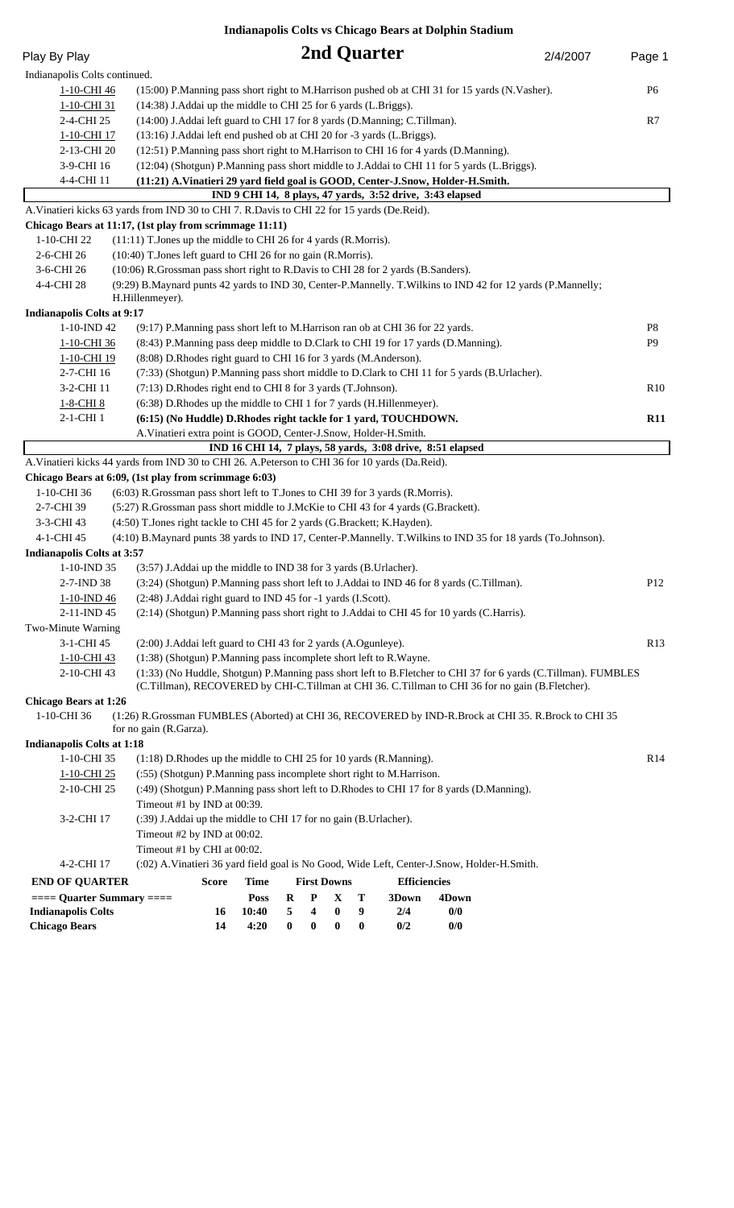# Indianapolis Colts vs Chicago Bears at Dolphin Stadium

**Play By Play** — **2nd Quarter** — 2/4/2007

Indianapolis Colts continued.

| Down | Play | |
|---|---|---|
| 1-10-CHI 46 | (15:00) P.Manning pass short right to M.Harrison pushed ob at CHI 31 for 15 yards (N.Vasher). | P6 |
| 1-10-CHI 31 | (14:38) J.Addai up the middle to CHI 25 for 6 yards (L.Briggs). | |
| 2-4-CHI 25 | (14:00) J.Addai left guard to CHI 17 for 8 yards (D.Manning; C.Tillman). | R7 |
| 1-10-CHI 17 | (13:16) J.Addai left end pushed ob at CHI 20 for -3 yards (L.Briggs). | |
| 2-13-CHI 20 | (12:51) P.Manning pass short right to M.Harrison to CHI 16 for 4 yards (D.Manning). | |
| 3-9-CHI 16 | (12:04) (Shotgun) P.Manning pass short middle to J.Addai to CHI 11 for 5 yards (L.Briggs). | |
| 4-4-CHI 11 | **(11:21) A.Vinatieri 29 yard field goal is GOOD, Center-J.Snow, Holder-H.Smith.** | |

**IND 9 CHI 14, 8 plays, 47 yards, 3:52 drive, 3:43 elapsed**

A.Vinatieri kicks 63 yards from IND 30 to CHI 7. R.Davis to CHI 22 for 15 yards (De.Reid).

**Chicago Bears at 11:17, (1st play from scrimmage 11:11)**

| Down | Play | |
|---|---|---|
| 1-10-CHI 22 | (11:11) T.Jones up the middle to CHI 26 for 4 yards (R.Morris). | |
| 2-6-CHI 26 | (10:40) T.Jones left guard to CHI 26 for no gain (R.Morris). | |
| 3-6-CHI 26 | (10:06) R.Grossman pass short right to R.Davis to CHI 28 for 2 yards (B.Sanders). | |
| 4-4-CHI 28 | (9:29) B.Maynard punts 42 yards to IND 30, Center-P.Mannelly. T.Wilkins to IND 42 for 12 yards (P.Mannelly; H.Hillenmeyer). | |

**Indianapolis Colts at 9:17**

| Down | Play | |
|---|---|---|
| 1-10-IND 42 | (9:17) P.Manning pass short left to M.Harrison ran ob at CHI 36 for 22 yards. | P8 |
| 1-10-CHI 36 | (8:43) P.Manning pass deep middle to D.Clark to CHI 19 for 17 yards (D.Manning). | P9 |
| 1-10-CHI 19 | (8:08) D.Rhodes right guard to CHI 16 for 3 yards (M.Anderson). | |
| 2-7-CHI 16 | (7:33) (Shotgun) P.Manning pass short middle to D.Clark to CHI 11 for 5 yards (B.Urlacher). | |
| 3-2-CHI 11 | (7:13) D.Rhodes right end to CHI 8 for 3 yards (T.Johnson). | R10 |
| 1-8-CHI 8 | (6:38) D.Rhodes up the middle to CHI 1 for 7 yards (H.Hillenmeyer). | |
| 2-1-CHI 1 | **(6:15) (No Huddle) D.Rhodes right tackle for 1 yard, TOUCHDOWN.** | **R11** |
| | A.Vinatieri extra point is GOOD, Center-J.Snow, Holder-H.Smith. | |

**IND 16 CHI 14, 7 plays, 58 yards, 3:08 drive, 8:51 elapsed**

A.Vinatieri kicks 44 yards from IND 30 to CHI 26. A.Peterson to CHI 36 for 10 yards (Da.Reid).

**Chicago Bears at 6:09, (1st play from scrimmage 6:03)**

| Down | Play | |
|---|---|---|
| 1-10-CHI 36 | (6:03) R.Grossman pass short left to T.Jones to CHI 39 for 3 yards (R.Morris). | |
| 2-7-CHI 39 | (5:27) R.Grossman pass short middle to J.McKie to CHI 43 for 4 yards (G.Brackett). | |
| 3-3-CHI 43 | (4:50) T.Jones right tackle to CHI 45 for 2 yards (G.Brackett; K.Hayden). | |
| 4-1-CHI 45 | (4:10) B.Maynard punts 38 yards to IND 17, Center-P.Mannelly. T.Wilkins to IND 35 for 18 yards (To.Johnson). | |

**Indianapolis Colts at 3:57**

| Down | Play | |
|---|---|---|
| 1-10-IND 35 | (3:57) J.Addai up the middle to IND 38 for 3 yards (B.Urlacher). | |
| 2-7-IND 38 | (3:24) (Shotgun) P.Manning pass short left to J.Addai to IND 46 for 8 yards (C.Tillman). | P12 |
| 1-10-IND 46 | (2:48) J.Addai right guard to IND 45 for -1 yards (I.Scott). | |
| 2-11-IND 45 | (2:14) (Shotgun) P.Manning pass short right to J.Addai to CHI 45 for 10 yards (C.Harris). | |
| Two-Minute Warning | | |
| 3-1-CHI 45 | (2:00) J.Addai left guard to CHI 43 for 2 yards (A.Ogunleye). | R13 |
| 1-10-CHI 43 | (1:38) (Shotgun) P.Manning pass incomplete short left to R.Wayne. | |
| 2-10-CHI 43 | (1:33) (No Huddle, Shotgun) P.Manning pass short left to B.Fletcher to CHI 37 for 6 yards (C.Tillman). FUMBLES (C.Tillman), RECOVERED by CHI-C.Tillman at CHI 36. C.Tillman to CHI 36 for no gain (B.Fletcher). | |

**Chicago Bears at 1:26**

| Down | Play | |
|---|---|---|
| 1-10-CHI 36 | (1:26) R.Grossman FUMBLES (Aborted) at CHI 36, RECOVERED by IND-R.Brock at CHI 35. R.Brock to CHI 35 for no gain (R.Garza). | |

**Indianapolis Colts at 1:18**

| Down | Play | |
|---|---|---|
| 1-10-CHI 35 | (1:18) D.Rhodes up the middle to CHI 25 for 10 yards (R.Manning). | R14 |
| 1-10-CHI 25 | (:55) (Shotgun) P.Manning pass incomplete short right to M.Harrison. | |
| 2-10-CHI 25 | (:49) (Shotgun) P.Manning pass short left to D.Rhodes to CHI 17 for 8 yards (D.Manning). | |
| | Timeout #1 by IND at 00:39. | |
| 3-2-CHI 17 | (:39) J.Addai up the middle to CHI 17 for no gain (B.Urlacher). | |
| | Timeout #2 by IND at 00:02. | |
| | Timeout #1 by CHI at 00:02. | |
| 4-2-CHI 17 | (:02) A.Vinatieri 36 yard field goal is No Good, Wide Left, Center-J.Snow, Holder-H.Smith. | |

| END OF QUARTER | Score | Time | First Downs | | | | Efficiencies | |
|---|---|---|---|---|---|---|---|---|
| ==== Quarter Summary ==== | | Poss | R | P | X | T | 3Down | 4Down |
| Indianapolis Colts | 16 | 10:40 | 5 | 4 | 0 | 9 | 2/4 | 0/0 |
| Chicago Bears | 14 | 4:20 | 0 | 0 | 0 | 0 | 0/2 | 0/0 |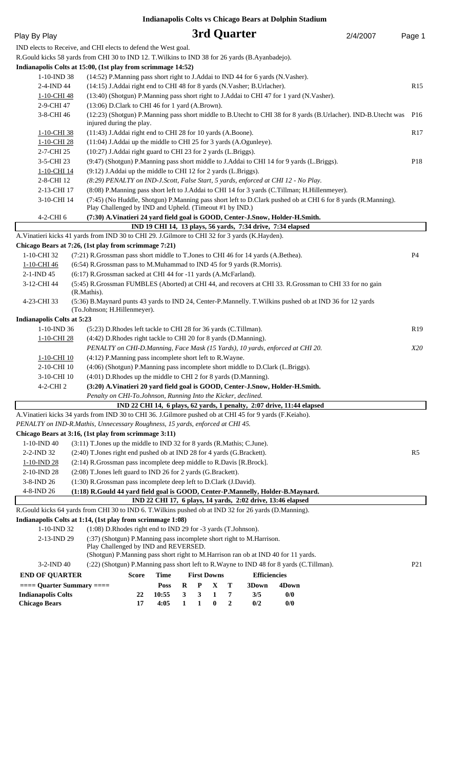**Indianapolis Colts vs Chicago Bears at Dolphin Stadium**

Play By Play

# 3rd Quarter

2/4/2007

IND elects to Receive, and CHI elects to defend the West goal.

R.Gould kicks 58 yards from CHI 30 to IND 12. T.Wilkins to IND 38 for 26 yards (B.Ayanbadejo).

**Indianapolis Colts at 15:00, (1st play from scrimmage 14:52)**

| Down | Play | |
|---|---|---|
| 1-10-IND 38 | (14:52) P.Manning pass short right to J.Addai to IND 44 for 6 yards (N.Vasher). | |
| 2-4-IND 44 | (14:15) J.Addai right end to CHI 48 for 8 yards (N.Vasher; B.Urlacher). | R15 |
| 1-10-CHI 48 | (13:40) (Shotgun) P.Manning pass short right to J.Addai to CHI 47 for 1 yard (N.Vasher). | |
| 2-9-CHI 47 | (13:06) D.Clark to CHI 46 for 1 yard (A.Brown). | |
| 3-8-CHI 46 | (12:23) (Shotgun) P.Manning pass short middle to B.Utecht to CHI 38 for 8 yards (B.Urlacher). IND-B.Utecht was injured during the play. | P16 |
| 1-10-CHI 38 | (11:43) J.Addai right end to CHI 28 for 10 yards (A.Boone). | R17 |
| 1-10-CHI 28 | (11:04) J.Addai up the middle to CHI 25 for 3 yards (A.Ogunleye). | |
| 2-7-CHI 25 | (10:27) J.Addai right guard to CHI 23 for 2 yards (L.Briggs). | |
| 3-5-CHI 23 | (9:47) (Shotgun) P.Manning pass short middle to J.Addai to CHI 14 for 9 yards (L.Briggs). | P18 |
| 1-10-CHI 14 | (9:12) J.Addai up the middle to CHI 12 for 2 yards (L.Briggs). | |
| 2-8-CHI 12 | *(8:29) PENALTY on IND-J.Scott, False Start, 5 yards, enforced at CHI 12 - No Play.* | |
| 2-13-CHI 17 | (8:08) P.Manning pass short left to J.Addai to CHI 14 for 3 yards (C.Tillman; H.Hillenmeyer). | |
| 3-10-CHI 14 | (7:45) (No Huddle, Shotgun) P.Manning pass short left to D.Clark pushed ob at CHI 6 for 8 yards (R.Manning). Play Challenged by IND and Upheld. (Timeout #1 by IND.) | |
| 4-2-CHI 6 | **(7:30) A.Vinatieri 24 yard field goal is GOOD, Center-J.Snow, Holder-H.Smith.** | |

**IND 19 CHI 14, 13 plays, 56 yards, 7:34 drive, 7:34 elapsed**

A.Vinatieri kicks 41 yards from IND 30 to CHI 29. J.Gilmore to CHI 32 for 3 yards (K.Hayden).

**Chicago Bears at 7:26, (1st play from scrimmage 7:21)**

| Down | Play | |
|---|---|---|
| 1-10-CHI 32 | (7:21) R.Grossman pass short middle to T.Jones to CHI 46 for 14 yards (A.Bethea). | P4 |
| 1-10-CHI 46 | (6:54) R.Grossman pass to M.Muhammad to IND 45 for 9 yards (R.Morris). | |
| 2-1-IND 45 | (6:17) R.Grossman sacked at CHI 44 for -11 yards (A.McFarland). | |
| 3-12-CHI 44 | (5:45) R.Grossman FUMBLES (Aborted) at CHI 44, and recovers at CHI 33. R.Grossman to CHI 33 for no gain (R.Mathis). | |
| 4-23-CHI 33 | (5:36) B.Maynard punts 43 yards to IND 24, Center-P.Mannelly. T.Wilkins pushed ob at IND 36 for 12 yards (To.Johnson; H.Hillenmeyer). | |

**Indianapolis Colts at 5:23**

| Down | Play | |
|---|---|---|
| 1-10-IND 36 | (5:23) D.Rhodes left tackle to CHI 28 for 36 yards (C.Tillman). | R19 |
| 1-10-CHI 28 | (4:42) D.Rhodes right tackle to CHI 20 for 8 yards (D.Manning). | |
| | *PENALTY on CHI-D.Manning, Face Mask (15 Yards), 10 yards, enforced at CHI 20.* | *X20* |
| 1-10-CHI 10 | (4:12) P.Manning pass incomplete short left to R.Wayne. | |
| 2-10-CHI 10 | (4:06) (Shotgun) P.Manning pass incomplete short middle to D.Clark (L.Briggs). | |
| 3-10-CHI 10 | (4:01) D.Rhodes up the middle to CHI 2 for 8 yards (D.Manning). | |
| 4-2-CHI 2 | **(3:20) A.Vinatieri 20 yard field goal is GOOD, Center-J.Snow, Holder-H.Smith.** *Penalty on CHI-To.Johnson, Running Into the Kicker, declined.* | |

**IND 22 CHI 14, 6 plays, 62 yards, 1 penalty, 2:07 drive, 11:44 elapsed**

A.Vinatieri kicks 34 yards from IND 30 to CHI 36. J.Gilmore pushed ob at CHI 45 for 9 yards (F.Keiaho).

*PENALTY on IND-R.Mathis, Unnecessary Roughness, 15 yards, enforced at CHI 45.*

**Chicago Bears at 3:16, (1st play from scrimmage 3:11)**

| Down | Play | |
|---|---|---|
| 1-10-IND 40 | (3:11) T.Jones up the middle to IND 32 for 8 yards (R.Mathis; C.June). | |
| 2-2-IND 32 | (2:40) T.Jones right end pushed ob at IND 28 for 4 yards (G.Brackett). | R5 |
| 1-10-IND 28 | (2:14) R.Grossman pass incomplete deep middle to R.Davis [R.Brock]. | |
| 2-10-IND 28 | (2:08) T.Jones left guard to IND 26 for 2 yards (G.Brackett). | |
| 3-8-IND 26 | (1:30) R.Grossman pass incomplete deep left to D.Clark (J.David). | |
| 4-8-IND 26 | **(1:18) R.Gould 44 yard field goal is GOOD, Center-P.Mannelly, Holder-B.Maynard.** | |

**IND 22 CHI 17, 6 plays, 14 yards, 2:02 drive, 13:46 elapsed**

R.Gould kicks 64 yards from CHI 30 to IND 6. T.Wilkins pushed ob at IND 32 for 26 yards (D.Manning).

**Indianapolis Colts at 1:14, (1st play from scrimmage 1:08)**

| Down | Play | |
|---|---|---|
| 1-10-IND 32 | (1:08) D.Rhodes right end to IND 29 for -3 yards (T.Johnson). | |
| 2-13-IND 29 | (:37) (Shotgun) P.Manning pass incomplete short right to M.Harrison. Play Challenged by IND and REVERSED. (Shotgun) P.Manning pass short right to M.Harrison ran ob at IND 40 for 11 yards. | |
| 3-2-IND 40 | (:22) (Shotgun) P.Manning pass short left to R.Wayne to IND 48 for 8 yards (C.Tillman). | P21 |

**END OF QUARTER**

| ==== Quarter Summary ==== | Score | Time Poss | R | P | X | T | 3Down | 4Down |
|---|---|---|---|---|---|---|---|---|
| **Indianapolis Colts** | 22 | 10:55 | 3 | 3 | 1 | 7 | 3/5 | 0/0 |
| **Chicago Bears** | 17 | 4:05 | 1 | 1 | 0 | 2 | 0/2 | 0/0 |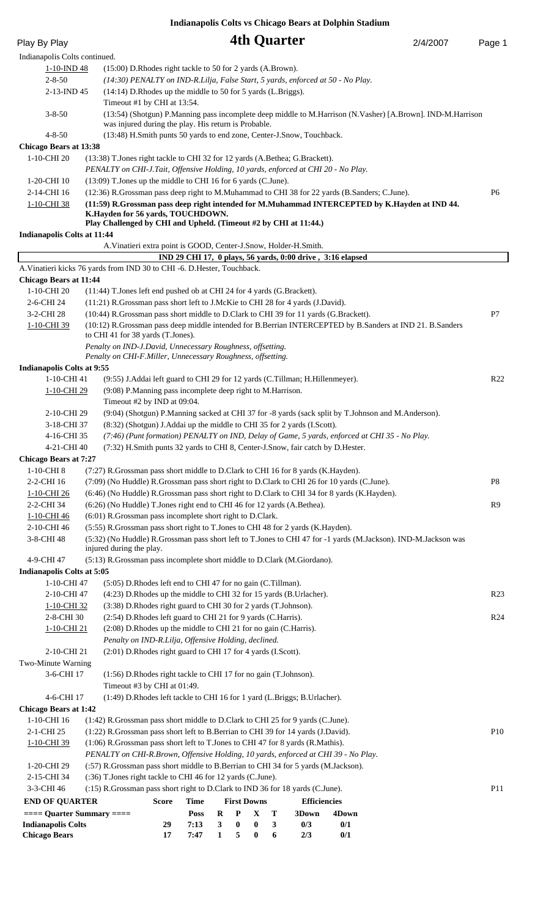# Indianapolis Colts vs Chicago Bears at Dolphin Stadium

**Play By Play** | **4th Quarter** | 2/4/2007

Indianapolis Colts continued.

| | | |
|---|---|---|
| 1-10-IND 48 | (15:00) D.Rhodes right tackle to 50 for 2 yards (A.Brown). | |
| 2-8-50 | *(14:30) PENALTY on IND-R.Lilja, False Start, 5 yards, enforced at 50 - No Play.* | |
| 2-13-IND 45 | (14:14) D.Rhodes up the middle to 50 for 5 yards (L.Briggs). Timeout #1 by CHI at 13:54. | |
| 3-8-50 | (13:54) (Shotgun) P.Manning pass incomplete deep middle to M.Harrison (N.Vasher) [A.Brown]. IND-M.Harrison was injured during the play. His return is Probable. | |
| 4-8-50 | (13:48) H.Smith punts 50 yards to end zone, Center-J.Snow, Touchback. | |

**Chicago Bears at 13:38**

| | | |
|---|---|---|
| 1-10-CHI 20 | (13:38) T.Jones right tackle to CHI 32 for 12 yards (A.Bethea; G.Brackett). *PENALTY on CHI-J.Tait, Offensive Holding, 10 yards, enforced at CHI 20 - No Play.* | |
| 1-20-CHI 10 | (13:09) T.Jones up the middle to CHI 16 for 6 yards (C.June). | |
| 2-14-CHI 16 | (12:36) R.Grossman pass deep right to M.Muhammad to CHI 38 for 22 yards (B.Sanders; C.June). | P6 |
| 1-10-CHI 38 | **(11:59) R.Grossman pass deep right intended for M.Muhammad INTERCEPTED by K.Hayden at IND 44. K.Hayden for 56 yards, TOUCHDOWN. Play Challenged by CHI and Upheld. (Timeout #2 by CHI at 11:44.)** | |

**Indianapolis Colts at 11:44**

A.Vinatieri extra point is GOOD, Center-J.Snow, Holder-H.Smith.

**IND 29 CHI 17, 0 plays, 56 yards, 0:00 drive , 3:16 elapsed**

A.Vinatieri kicks 76 yards from IND 30 to CHI -6. D.Hester, Touchback.

**Chicago Bears at 11:44**

| | | |
|---|---|---|
| 1-10-CHI 20 | (11:44) T.Jones left end pushed ob at CHI 24 for 4 yards (G.Brackett). | |
| 2-6-CHI 24 | (11:21) R.Grossman pass short left to J.McKie to CHI 28 for 4 yards (J.David). | |
| 3-2-CHI 28 | (10:44) R.Grossman pass short middle to D.Clark to CHI 39 for 11 yards (G.Brackett). | P7 |
| 1-10-CHI 39 | (10:12) R.Grossman pass deep middle intended for B.Berrian INTERCEPTED by B.Sanders at IND 21. B.Sanders to CHI 41 for 38 yards (T.Jones). *Penalty on IND-J.David, Unnecessary Roughness, offsetting. Penalty on CHI-F.Miller, Unnecessary Roughness, offsetting.* | |

**Indianapolis Colts at 9:55**

| | | |
|---|---|---|
| 1-10-CHI 41 | (9:55) J.Addai left guard to CHI 29 for 12 yards (C.Tillman; H.Hillenmeyer). | R22 |
| 1-10-CHI 29 | (9:08) P.Manning pass incomplete deep right to M.Harrison. Timeout #2 by IND at 09:04. | |
| 2-10-CHI 29 | (9:04) (Shotgun) P.Manning sacked at CHI 37 for -8 yards (sack split by T.Johnson and M.Anderson). | |
| 3-18-CHI 37 | (8:32) (Shotgun) J.Addai up the middle to CHI 35 for 2 yards (I.Scott). | |
| 4-16-CHI 35 | *(7:46) (Punt formation) PENALTY on IND, Delay of Game, 5 yards, enforced at CHI 35 - No Play.* | |
| 4-21-CHI 40 | (7:32) H.Smith punts 32 yards to CHI 8, Center-J.Snow, fair catch by D.Hester. | |

**Chicago Bears at 7:27**

| | | |
|---|---|---|
| 1-10-CHI 8 | (7:27) R.Grossman pass short middle to D.Clark to CHI 16 for 8 yards (K.Hayden). | |
| 2-2-CHI 16 | (7:09) (No Huddle) R.Grossman pass short right to D.Clark to CHI 26 for 10 yards (C.June). | P8 |
| 1-10-CHI 26 | (6:46) (No Huddle) R.Grossman pass short right to D.Clark to CHI 34 for 8 yards (K.Hayden). | |
| 2-2-CHI 34 | (6:26) (No Huddle) T.Jones right end to CHI 46 for 12 yards (A.Bethea). | R9 |
| 1-10-CHI 46 | (6:01) R.Grossman pass incomplete short right to D.Clark. | |
| 2-10-CHI 46 | (5:55) R.Grossman pass short right to T.Jones to CHI 48 for 2 yards (K.Hayden). | |
| 3-8-CHI 48 | (5:32) (No Huddle) R.Grossman pass short left to T.Jones to CHI 47 for -1 yards (M.Jackson). IND-M.Jackson was injured during the play. | |
| 4-9-CHI 47 | (5:13) R.Grossman pass incomplete short middle to D.Clark (M.Giordano). | |

**Indianapolis Colts at 5:05**

| | | |
|---|---|---|
| 1-10-CHI 47 | (5:05) D.Rhodes left end to CHI 47 for no gain (C.Tillman). | |
| 2-10-CHI 47 | (4:23) D.Rhodes up the middle to CHI 32 for 15 yards (B.Urlacher). | R23 |
| 1-10-CHI 32 | (3:38) D.Rhodes right guard to CHI 30 for 2 yards (T.Johnson). | |
| 2-8-CHI 30 | (2:54) D.Rhodes left guard to CHI 21 for 9 yards (C.Harris). | R24 |
| 1-10-CHI 21 | (2:08) D.Rhodes up the middle to CHI 21 for no gain (C.Harris). *Penalty on IND-R.Lilja, Offensive Holding, declined.* | |
| 2-10-CHI 21 | (2:01) D.Rhodes right guard to CHI 17 for 4 yards (I.Scott). | |
| Two-Minute Warning | | |
| 3-6-CHI 17 | (1:56) D.Rhodes right tackle to CHI 17 for no gain (T.Johnson). Timeout #3 by CHI at 01:49. | |
| 4-6-CHI 17 | (1:49) D.Rhodes left tackle to CHI 16 for 1 yard (L.Briggs; B.Urlacher). | |

**Chicago Bears at 1:42**

| | | |
|---|---|---|
| 1-10-CHI 16 | (1:42) R.Grossman pass short middle to D.Clark to CHI 25 for 9 yards (C.June). | |
| 2-1-CHI 25 | (1:22) R.Grossman pass short left to B.Berrian to CHI 39 for 14 yards (J.David). | P10 |
| 1-10-CHI 39 | (1:06) R.Grossman pass short left to T.Jones to CHI 47 for 8 yards (R.Mathis). *PENALTY on CHI-R.Brown, Offensive Holding, 10 yards, enforced at CHI 39 - No Play.* | |
| 1-20-CHI 29 | (:57) R.Grossman pass short middle to B.Berrian to CHI 34 for 5 yards (M.Jackson). | |
| 2-15-CHI 34 | (:36) T.Jones right tackle to CHI 46 for 12 yards (C.June). | |
| 3-3-CHI 46 | (:15) R.Grossman pass short right to D.Clark to IND 36 for 18 yards (C.June). | P11 |

**END OF QUARTER**

| ==== Quarter Summary ==== | Score | Time Poss | First Downs R | P | X | T | Efficiencies 3Down | 4Down |
|---|---|---|---|---|---|---|---|---|
| **Indianapolis Colts** | 29 | 7:13 | 3 | 0 | 0 | 3 | 0/3 | 0/1 |
| **Chicago Bears** | 17 | 7:47 | 1 | 5 | 0 | 6 | 2/3 | 0/1 |